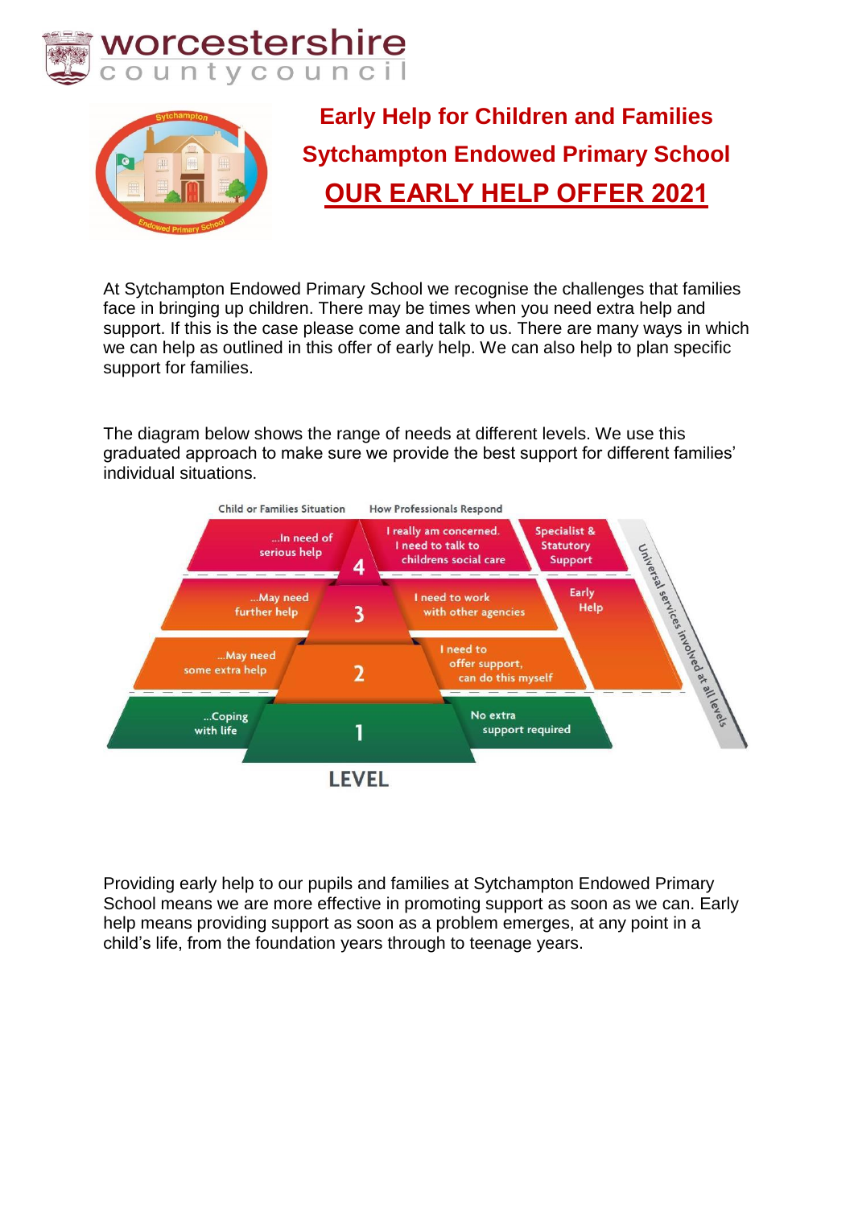worcestershire
countycouncil

# Early Help for Children and Families

## Sytchampton Endowed Primary School

## OUR EARLY HELP OFFER 2021

At Sytchampton Endowed Primary School we recognise the challenges that families face in bringing up children. There may be times when you need extra help and support. If this is the case please come and talk to us. There are many ways in which we can help as outlined in this offer of early help. We can also help to plan specific support for families.

The diagram below shows the range of needs at different levels. We use this graduated approach to make sure we provide the best support for different families' individual situations.

| Child or Families Situation | LEVEL | How Professionals Respond | |
|---|---|---|---|
| ...In need of serious help | 4 | I really am concerned. I need to talk to childrens social care | Specialist & Statutory Support |
| ...May need further help | 3 | I need to work with other agencies | Early Help |
| ...May need some extra help | 2 | I need to offer support, can do this myself | Early Help |
| ...Coping with life | 1 | No extra support required | |

Universal services involved at all levels

Providing early help to our pupils and families at Sytchampton Endowed Primary School means we are more effective in promoting support as soon as we can. Early help means providing support as soon as a problem emerges, at any point in a child's life, from the foundation years through to teenage years.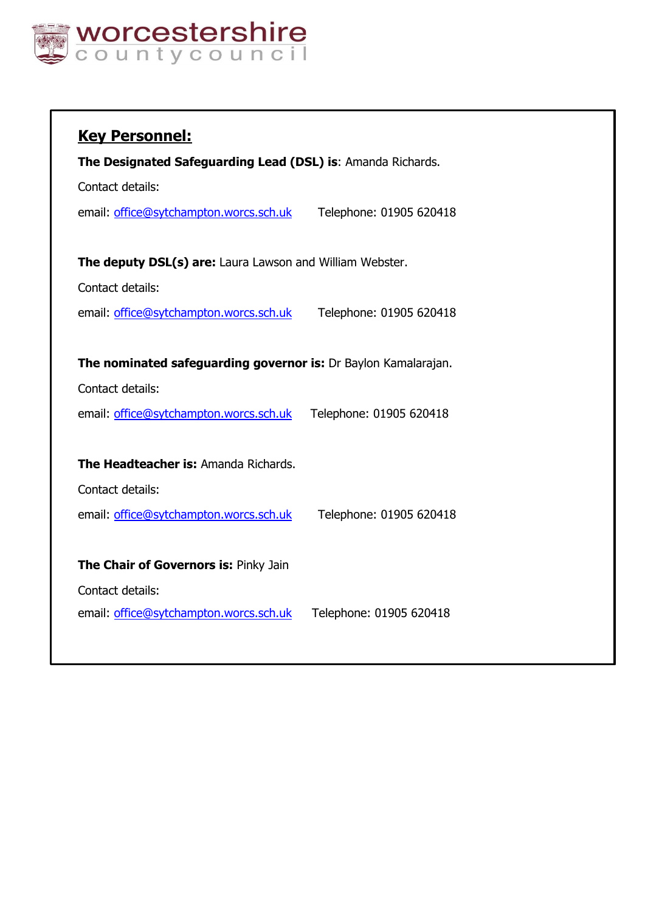## Key Personnel:

**The Designated Safeguarding Lead (DSL) is**: Amanda Richards.

Contact details:

email: office@sytchampton.worcs.sch.uk    Telephone: 01905 620418

**The deputy DSL(s) are:** Laura Lawson and William Webster.

Contact details:

email: office@sytchampton.worcs.sch.uk    Telephone: 01905 620418

**The nominated safeguarding governor is:** Dr Baylon Kamalarajan.

Contact details:

email: office@sytchampton.worcs.sch.uk    Telephone: 01905 620418

**The Headteacher is:** Amanda Richards.

Contact details:

email: office@sytchampton.worcs.sch.uk    Telephone: 01905 620418

**The Chair of Governors is:** Pinky Jain

Contact details:

email: office@sytchampton.worcs.sch.uk    Telephone: 01905 620418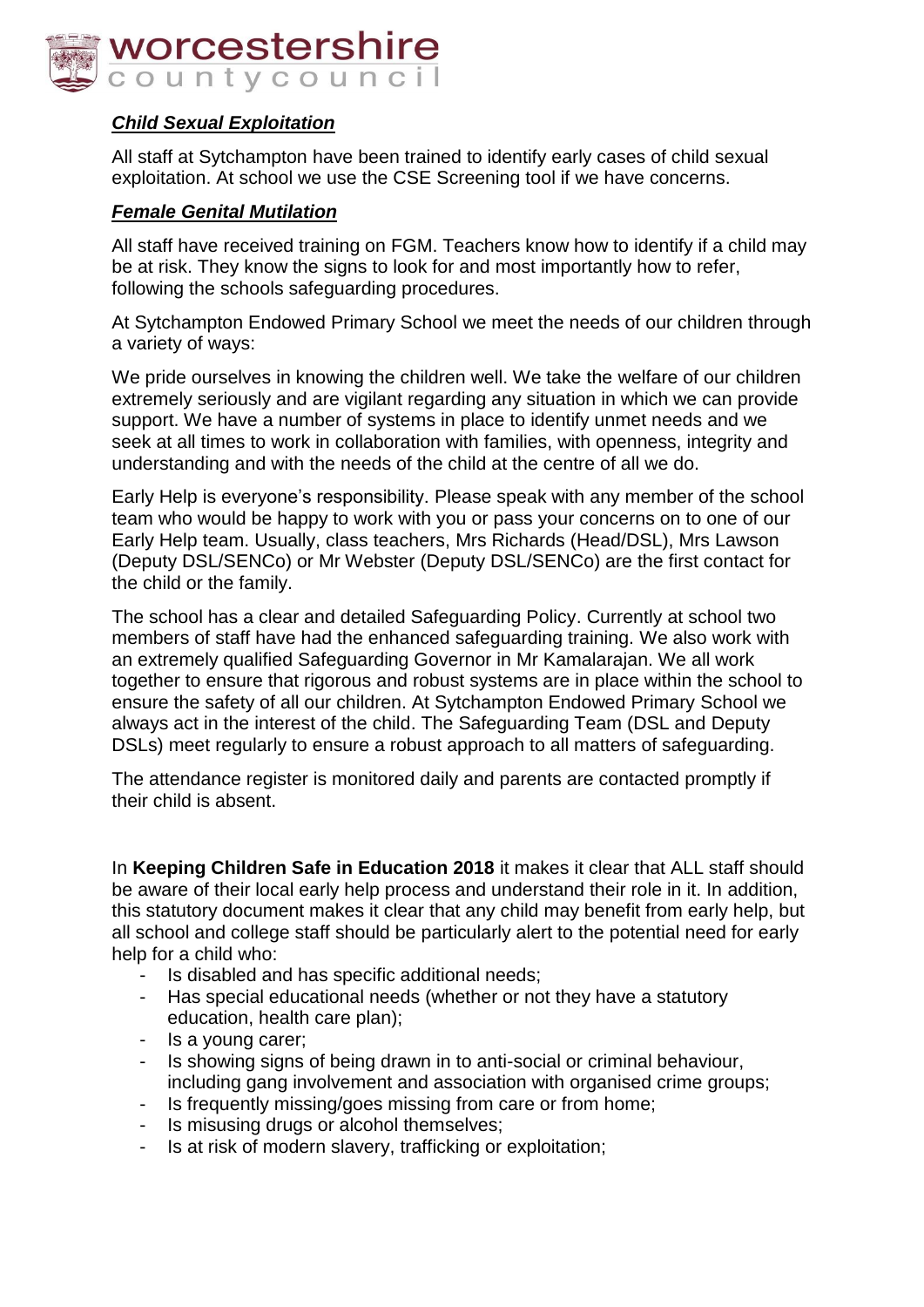### ***Child Sexual Exploitation***

All staff at Sytchampton have been trained to identify early cases of child sexual exploitation. At school we use the CSE Screening tool if we have concerns.

### ***Female Genital Mutilation***

All staff have received training on FGM. Teachers know how to identify if a child may be at risk. They know the signs to look for and most importantly how to refer, following the schools safeguarding procedures.

At Sytchampton Endowed Primary School we meet the needs of our children through a variety of ways:

We pride ourselves in knowing the children well. We take the welfare of our children extremely seriously and are vigilant regarding any situation in which we can provide support. We have a number of systems in place to identify unmet needs and we seek at all times to work in collaboration with families, with openness, integrity and understanding and with the needs of the child at the centre of all we do.

Early Help is everyone's responsibility. Please speak with any member of the school team who would be happy to work with you or pass your concerns on to one of our Early Help team. Usually, class teachers, Mrs Richards (Head/DSL), Mrs Lawson (Deputy DSL/SENCo) or Mr Webster (Deputy DSL/SENCo) are the first contact for the child or the family.

The school has a clear and detailed Safeguarding Policy. Currently at school two members of staff have had the enhanced safeguarding training. We also work with an extremely qualified Safeguarding Governor in Mr Kamalarajan. We all work together to ensure that rigorous and robust systems are in place within the school to ensure the safety of all our children. At Sytchampton Endowed Primary School we always act in the interest of the child. The Safeguarding Team (DSL and Deputy DSLs) meet regularly to ensure a robust approach to all matters of safeguarding.

The attendance register is monitored daily and parents are contacted promptly if their child is absent.

In **Keeping Children Safe in Education 2018** it makes it clear that ALL staff should be aware of their local early help process and understand their role in it. In addition, this statutory document makes it clear that any child may benefit from early help, but all school and college staff should be particularly alert to the potential need for early help for a child who:

- Is disabled and has specific additional needs;
- Has special educational needs (whether or not they have a statutory education, health care plan);
- Is a young carer;
- Is showing signs of being drawn in to anti-social or criminal behaviour, including gang involvement and association with organised crime groups;
- Is frequently missing/goes missing from care or from home;
- Is misusing drugs or alcohol themselves;
- Is at risk of modern slavery, trafficking or exploitation;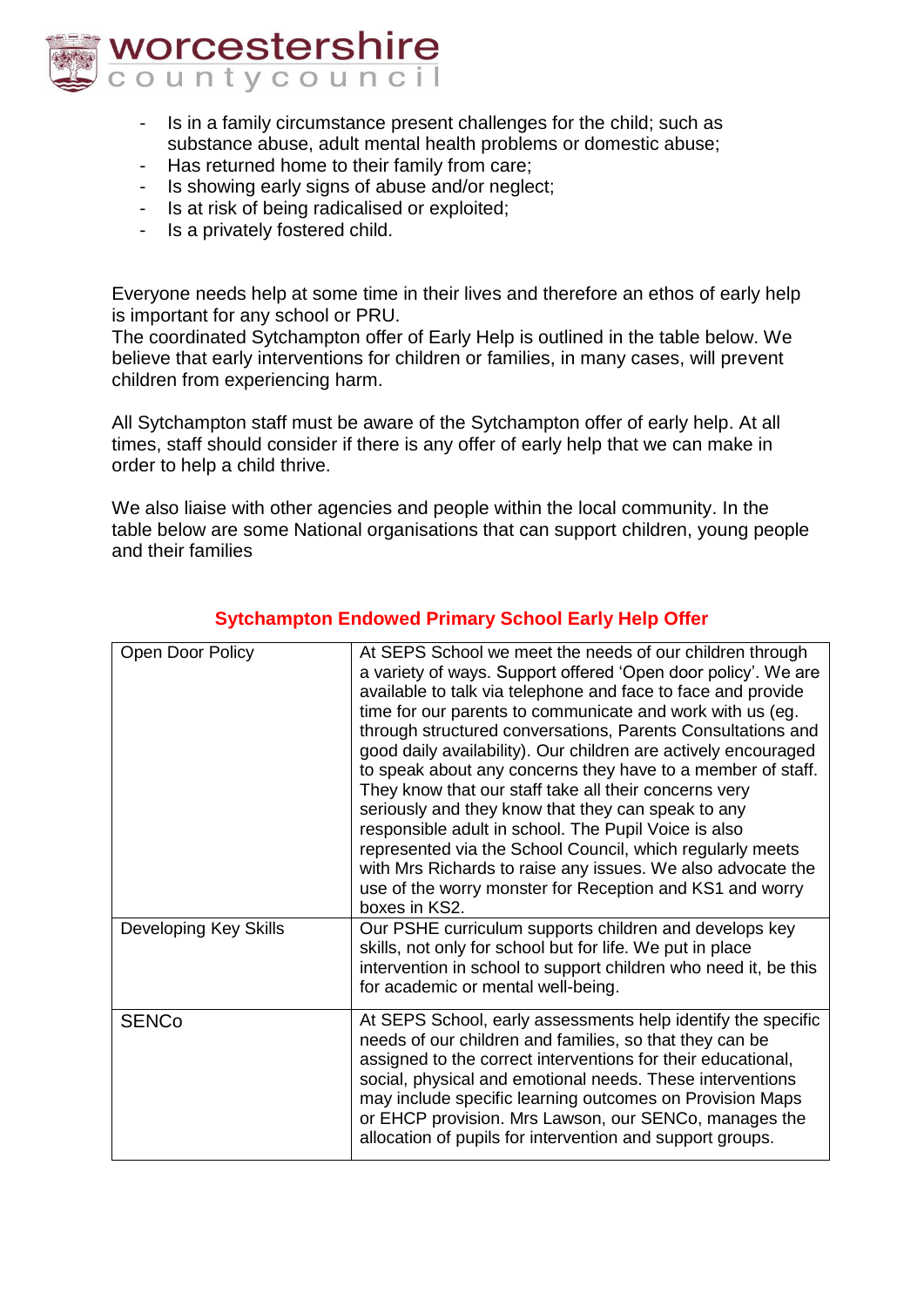- Is in a family circumstance present challenges for the child; such as substance abuse, adult mental health problems or domestic abuse;
- Has returned home to their family from care;
- Is showing early signs of abuse and/or neglect;
- Is at risk of being radicalised or exploited;
- Is a privately fostered child.

Everyone needs help at some time in their lives and therefore an ethos of early help is important for any school or PRU.
The coordinated Sytchampton offer of Early Help is outlined in the table below. We believe that early interventions for children or families, in many cases, will prevent children from experiencing harm.

All Sytchampton staff must be aware of the Sytchampton offer of early help. At all times, staff should consider if there is any offer of early help that we can make in order to help a child thrive.

We also liaise with other agencies and people within the local community. In the table below are some National organisations that can support children, young people and their families

## Sytchampton Endowed Primary School Early Help Offer

| | |
|---|---|
| Open Door Policy | At SEPS School we meet the needs of our children through a variety of ways. Support offered 'Open door policy'. We are available to talk via telephone and face to face and provide time for our parents to communicate and work with us (eg. through structured conversations, Parents Consultations and good daily availability). Our children are actively encouraged to speak about any concerns they have to a member of staff. They know that our staff take all their concerns very seriously and they know that they can speak to any responsible adult in school. The Pupil Voice is also represented via the School Council, which regularly meets with Mrs Richards to raise any issues. We also advocate the use of the worry monster for Reception and KS1 and worry boxes in KS2. |
| Developing Key Skills | Our PSHE curriculum supports children and develops key skills, not only for school but for life. We put in place intervention in school to support children who need it, be this for academic or mental well-being. |
| SENCo | At SEPS School, early assessments help identify the specific needs of our children and families, so that they can be assigned to the correct interventions for their educational, social, physical and emotional needs. These interventions may include specific learning outcomes on Provision Maps or EHCP provision. Mrs Lawson, our SENCo, manages the allocation of pupils for intervention and support groups. |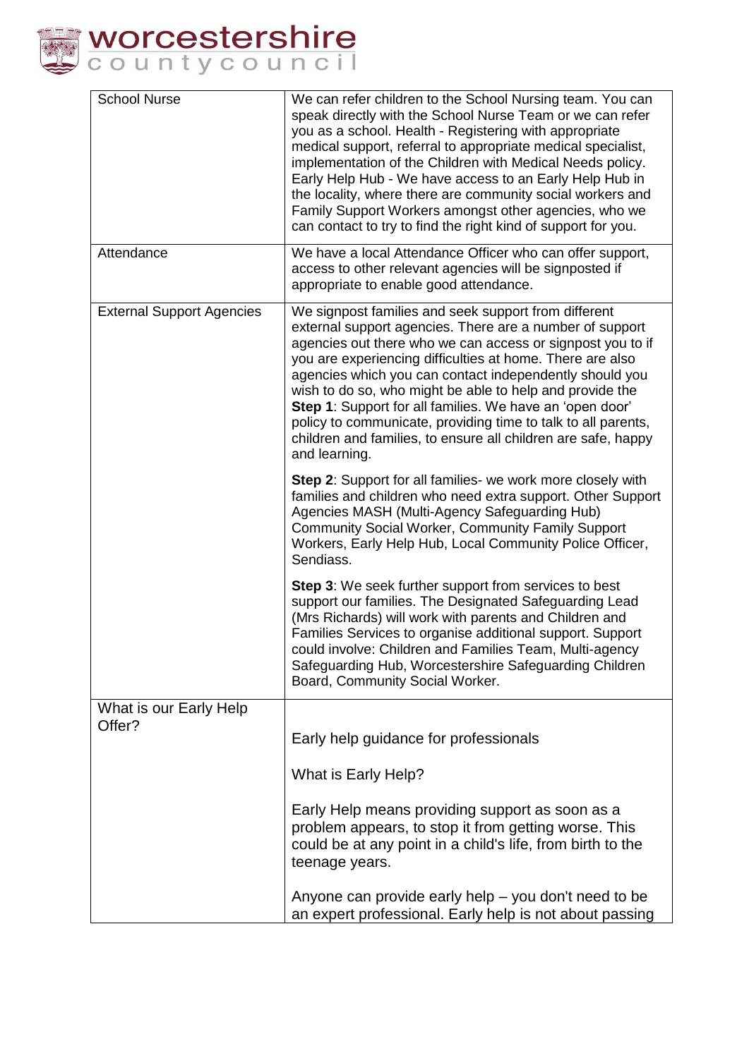| School Nurse | We can refer children to the School Nursing team. You can speak directly with the School Nurse Team or we can refer you as a school. Health - Registering with appropriate medical support, referral to appropriate medical specialist, implementation of the Children with Medical Needs policy. Early Help Hub - We have access to an Early Help Hub in the locality, where there are community social workers and Family Support Workers amongst other agencies, who we can contact to try to find the right kind of support for you. |
|---|---|
| Attendance | We have a local Attendance Officer who can offer support, access to other relevant agencies will be signposted if appropriate to enable good attendance. |
| External Support Agencies | We signpost families and seek support from different external support agencies. There are a number of support agencies out there who we can access or signpost you to if you are experiencing difficulties at home. There are also agencies which you can contact independently should you wish to do so, who might be able to help and provide the **Step 1**: Support for all families. We have an 'open door' policy to communicate, providing time to talk to all parents, children and families, to ensure all children are safe, happy and learning.<br><br>**Step 2**: Support for all families- we work more closely with families and children who need extra support. Other Support Agencies MASH (Multi-Agency Safeguarding Hub) Community Social Worker, Community Family Support Workers, Early Help Hub, Local Community Police Officer, Sendiass.<br><br>**Step 3**: We seek further support from services to best support our families. The Designated Safeguarding Lead (Mrs Richards) will work with parents and Children and Families Services to organise additional support. Support could involve: Children and Families Team, Multi-agency Safeguarding Hub, Worcestershire Safeguarding Children Board, Community Social Worker. |
| What is our Early Help Offer? | Early help guidance for professionals<br><br>What is Early Help?<br><br>Early Help means providing support as soon as a problem appears, to stop it from getting worse. This could be at any point in a child's life, from birth to the teenage years.<br><br>Anyone can provide early help – you don't need to be an expert professional. Early help is not about passing |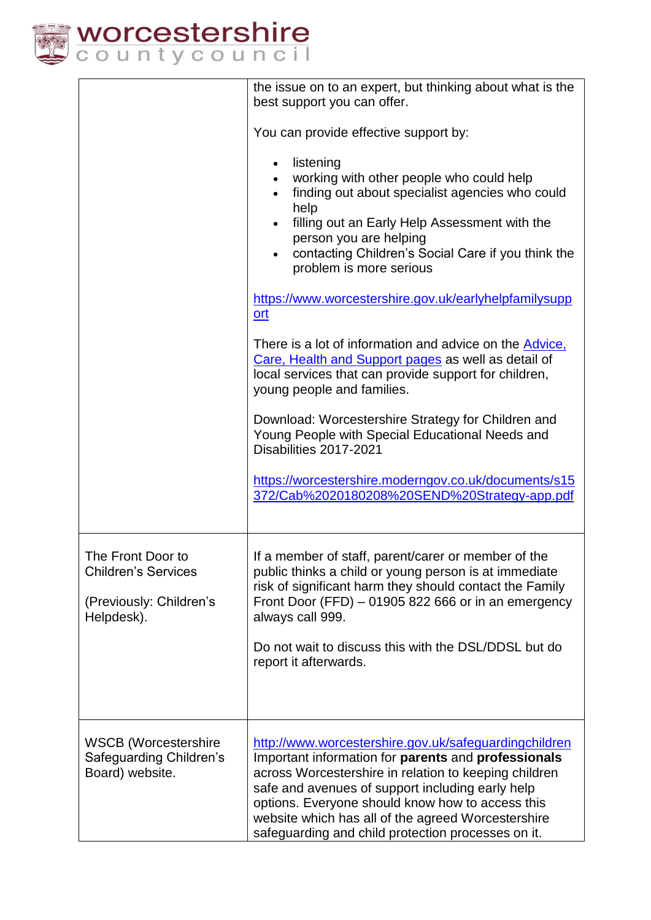| | |
|---|---|
| | the issue on to an expert, but thinking about what is the best support you can offer.<br><br>You can provide effective support by:<br><br>• listening<br>• working with other people who could help<br>• finding out about specialist agencies who could help<br>• filling out an Early Help Assessment with the person you are helping<br>• contacting Children's Social Care if you think the problem is more serious<br><br>https://www.worcestershire.gov.uk/earlyhelpfamilysupport<br><br>There is a lot of information and advice on the Advice, Care, Health and Support pages as well as detail of local services that can provide support for children, young people and families.<br><br>Download: Worcestershire Strategy for Children and Young People with Special Educational Needs and Disabilities 2017-2021<br><br>https://worcestershire.moderngov.co.uk/documents/s15372/Cab%2020180208%20SEND%20Strategy-app.pdf |
| The Front Door to Children's Services<br><br>(Previously: Children's Helpdesk). | If a member of staff, parent/carer or member of the public thinks a child or young person is at immediate risk of significant harm they should contact the Family Front Door (FFD) – 01905 822 666 or in an emergency always call 999.<br><br>Do not wait to discuss this with the DSL/DDSL but do report it afterwards. |
| WSCB (Worcestershire Safeguarding Children's Board) website. | http://www.worcestershire.gov.uk/safeguardingchildren<br>Important information for **parents** and **professionals** across Worcestershire in relation to keeping children safe and avenues of support including early help options. Everyone should know how to access this website which has all of the agreed Worcestershire safeguarding and child protection processes on it. |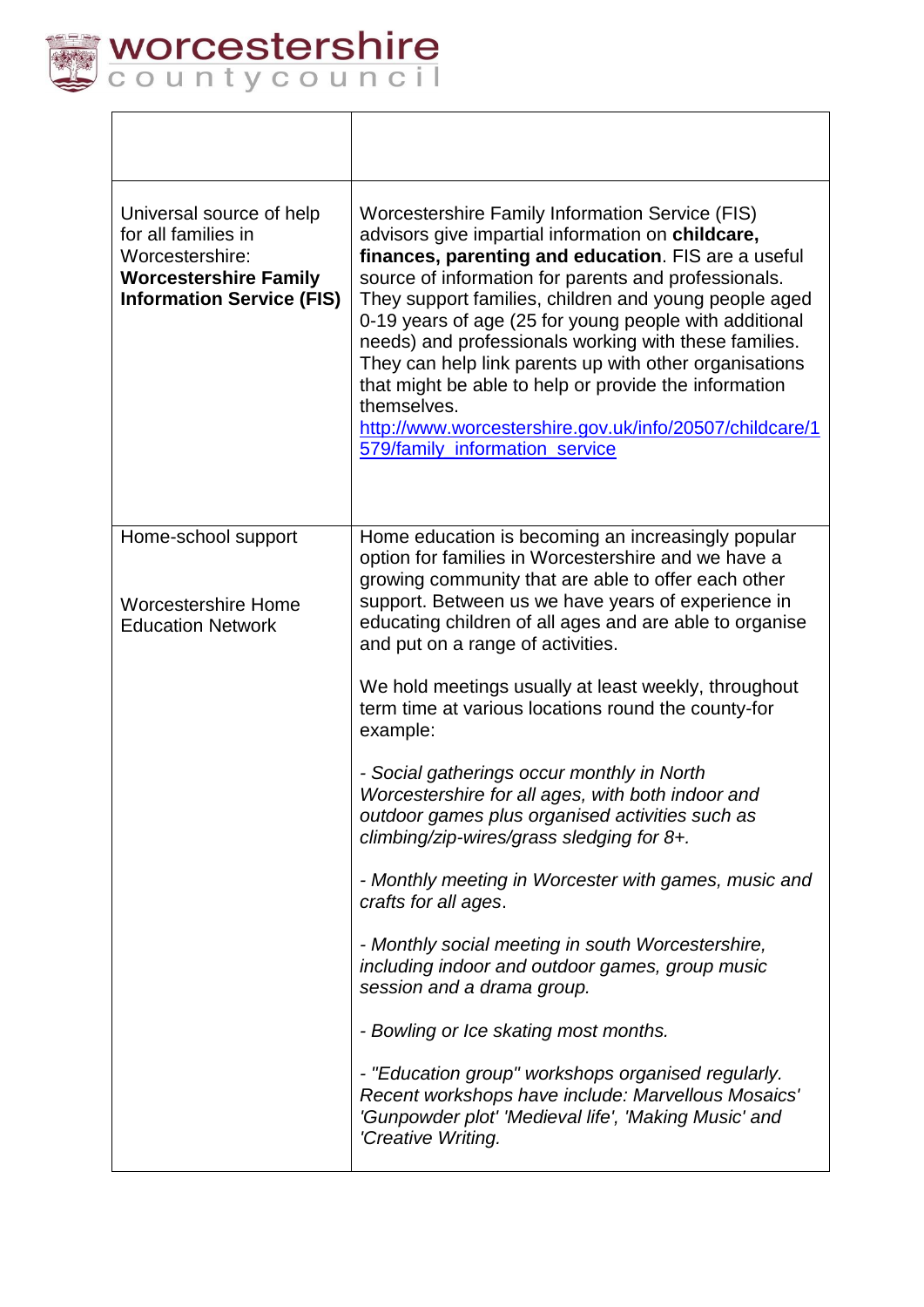| | |
|---|---|
| Universal source of help for all families in Worcestershire: **Worcestershire Family Information Service (FIS)** | Worcestershire Family Information Service (FIS) advisors give impartial information on **childcare, finances, parenting and education**. FIS are a useful source of information for parents and professionals. They support families, children and young people aged 0-19 years of age (25 for young people with additional needs) and professionals working with these families. They can help link parents up with other organisations that might be able to help or provide the information themselves. http://www.worcestershire.gov.uk/info/20507/childcare/1579/family_information_service |
| Home-school support<br><br>Worcestershire Home Education Network | Home education is becoming an increasingly popular option for families in Worcestershire and we have a growing community that are able to offer each other support. Between us we have years of experience in educating children of all ages and are able to organise and put on a range of activities.<br><br>We hold meetings usually at least weekly, throughout term time at various locations round the county-for example:<br><br>*- Social gatherings occur monthly in North Worcestershire for all ages, with both indoor and outdoor games plus organised activities such as climbing/zip-wires/grass sledging for 8+.*<br><br>*- Monthly meeting in Worcester with games, music and crafts for all ages*.<br><br>*- Monthly social meeting in south Worcestershire, including indoor and outdoor games, group music session and a drama group.*<br><br>*- Bowling or Ice skating most months.*<br><br>*- "Education group" workshops organised regularly. Recent workshops have include: Marvellous Mosaics' 'Gunpowder plot' 'Medieval life', 'Making Music' and 'Creative Writing.* |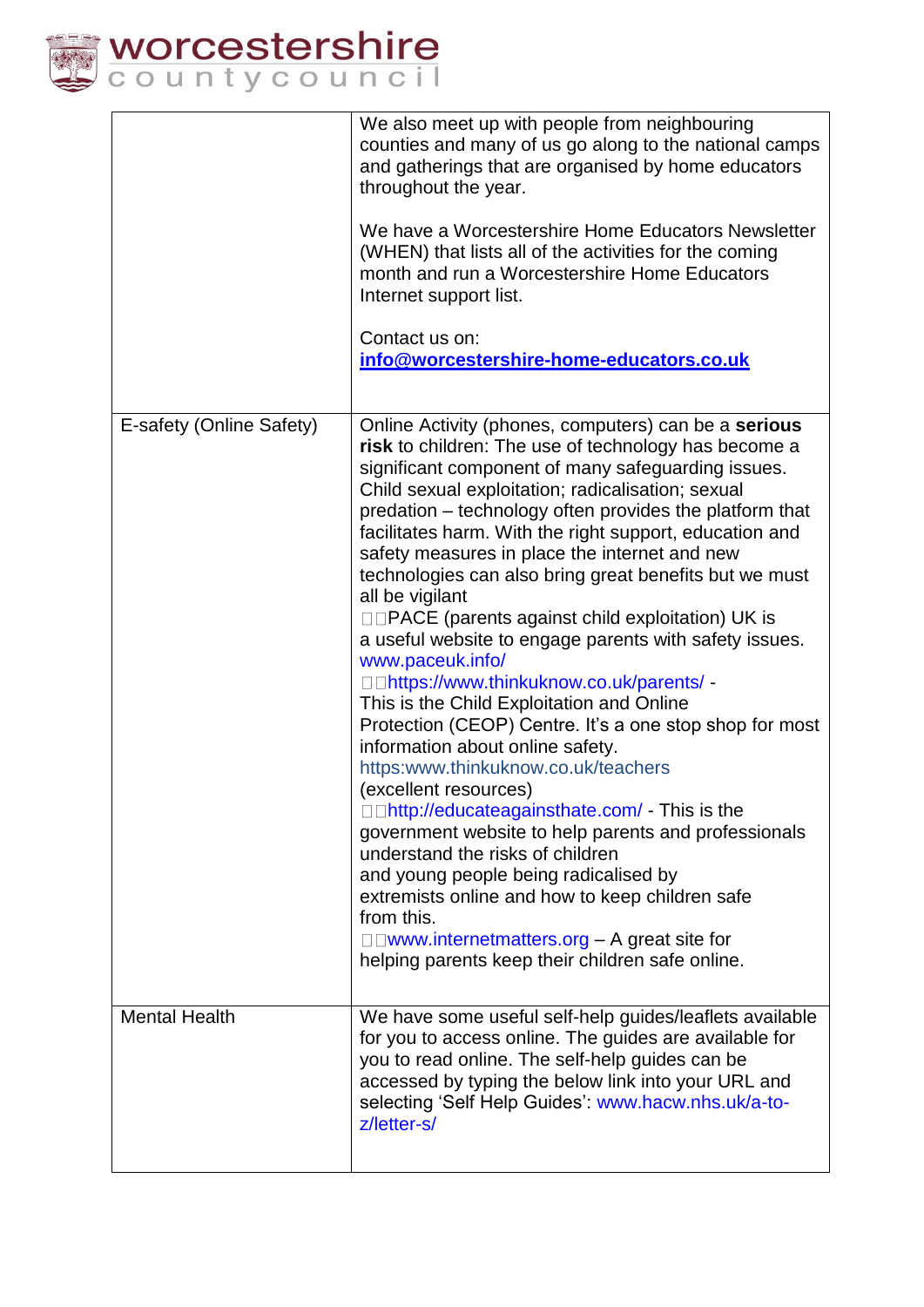| | |
|---|---|
| | We also meet up with people from neighbouring counties and many of us go along to the national camps and gatherings that are organised by home educators throughout the year.<br><br>We have a Worcestershire Home Educators Newsletter (WHEN) that lists all of the activities for the coming month and run a Worcestershire Home Educators Internet support list.<br><br>Contact us on:<br>**info@worcestershire-home-educators.co.uk** |
| E-safety (Online Safety) | Online Activity (phones, computers) can be a **serious risk** to children: The use of technology has become a significant component of many safeguarding issues. Child sexual exploitation; radicalisation; sexual predation – technology often provides the platform that facilitates harm. With the right support, education and safety measures in place the internet and new technologies can also bring great benefits but we must all be vigilant<br>PACE (parents against child exploitation) UK is a useful website to engage parents with safety issues. www.paceuk.info/<br>https://www.thinkuknow.co.uk/parents/ - This is the Child Exploitation and Online Protection (CEOP) Centre. It's a one stop shop for most information about online safety. https:www.thinkuknow.co.uk/teachers (excellent resources)<br>http://educateagainsthate.com/ - This is the government website to help parents and professionals understand the risks of children and young people being radicalised by extremists online and how to keep children safe from this.<br>www.internetmatters.org – A great site for helping parents keep their children safe online. |
| Mental Health | We have some useful self-help guides/leaflets available for you to access online. The guides are available for you to read online. The self-help guides can be accessed by typing the below link into your URL and selecting 'Self Help Guides': www.hacw.nhs.uk/a-to-z/letter-s/ |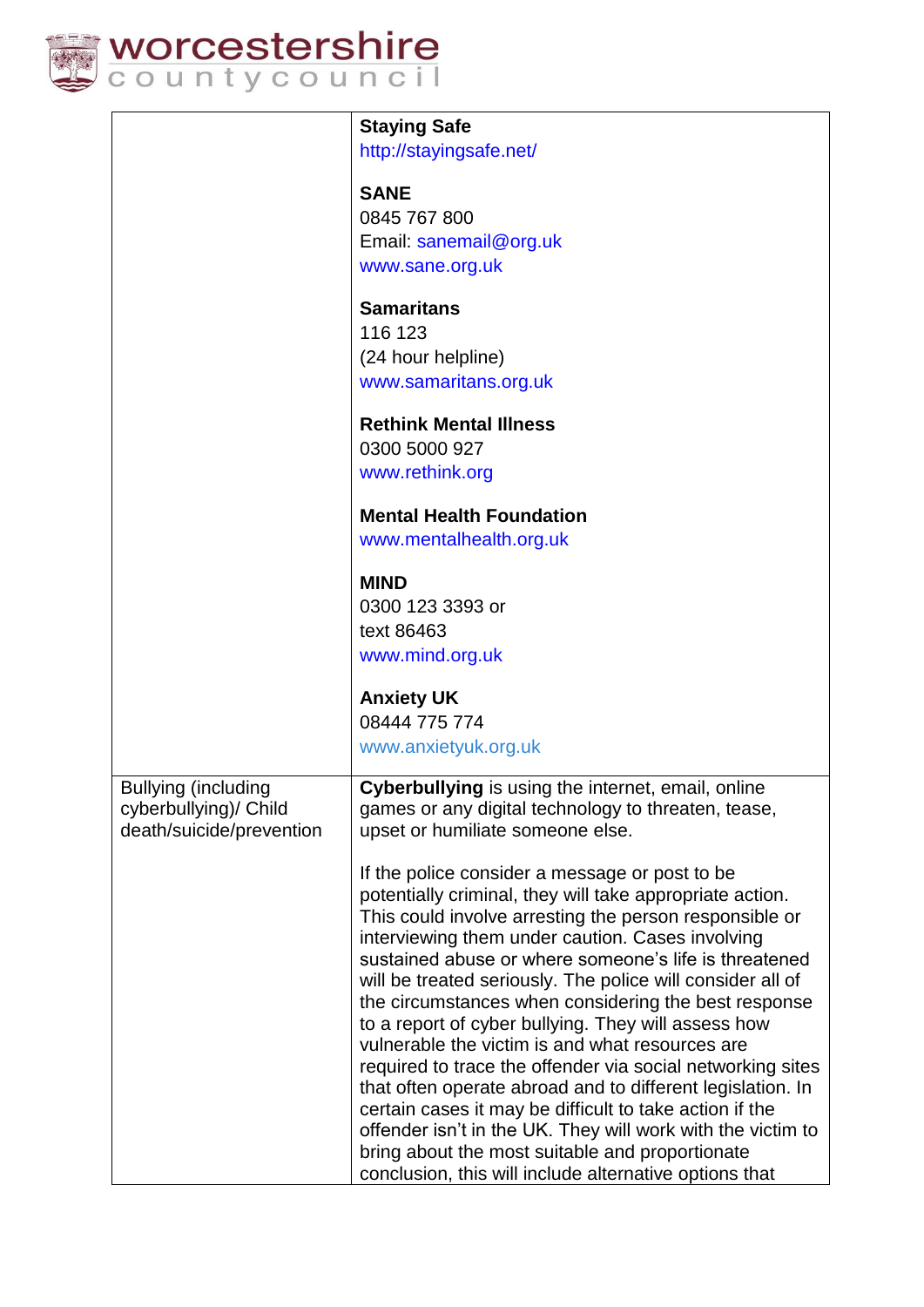| | |
|---|---|
| | **Staying Safe**<br>http://stayingsafe.net/<br><br>**SANE**<br>0845 767 800<br>Email: sanemail@org.uk<br>www.sane.org.uk<br><br>**Samaritans**<br>116 123<br>(24 hour helpline)<br>www.samaritans.org.uk<br><br>**Rethink Mental Illness**<br>0300 5000 927<br>www.rethink.org<br><br>**Mental Health Foundation**<br>www.mentalhealth.org.uk<br><br>**MIND**<br>0300 123 3393 or<br>text 86463<br>www.mind.org.uk<br><br>**Anxiety UK**<br>08444 775 774<br>www.anxietyuk.org.uk |
| Bullying (including cyberbullying)/ Child death/suicide/prevention | **Cyberbullying** is using the internet, email, online games or any digital technology to threaten, tease, upset or humiliate someone else.<br><br>If the police consider a message or post to be potentially criminal, they will take appropriate action. This could involve arresting the person responsible or interviewing them under caution. Cases involving sustained abuse or where someone's life is threatened will be treated seriously. The police will consider all of the circumstances when considering the best response to a report of cyber bullying. They will assess how vulnerable the victim is and what resources are required to trace the offender via social networking sites that often operate abroad and to different legislation. In certain cases it may be difficult to take action if the offender isn't in the UK. They will work with the victim to bring about the most suitable and proportionate conclusion, this will include alternative options that |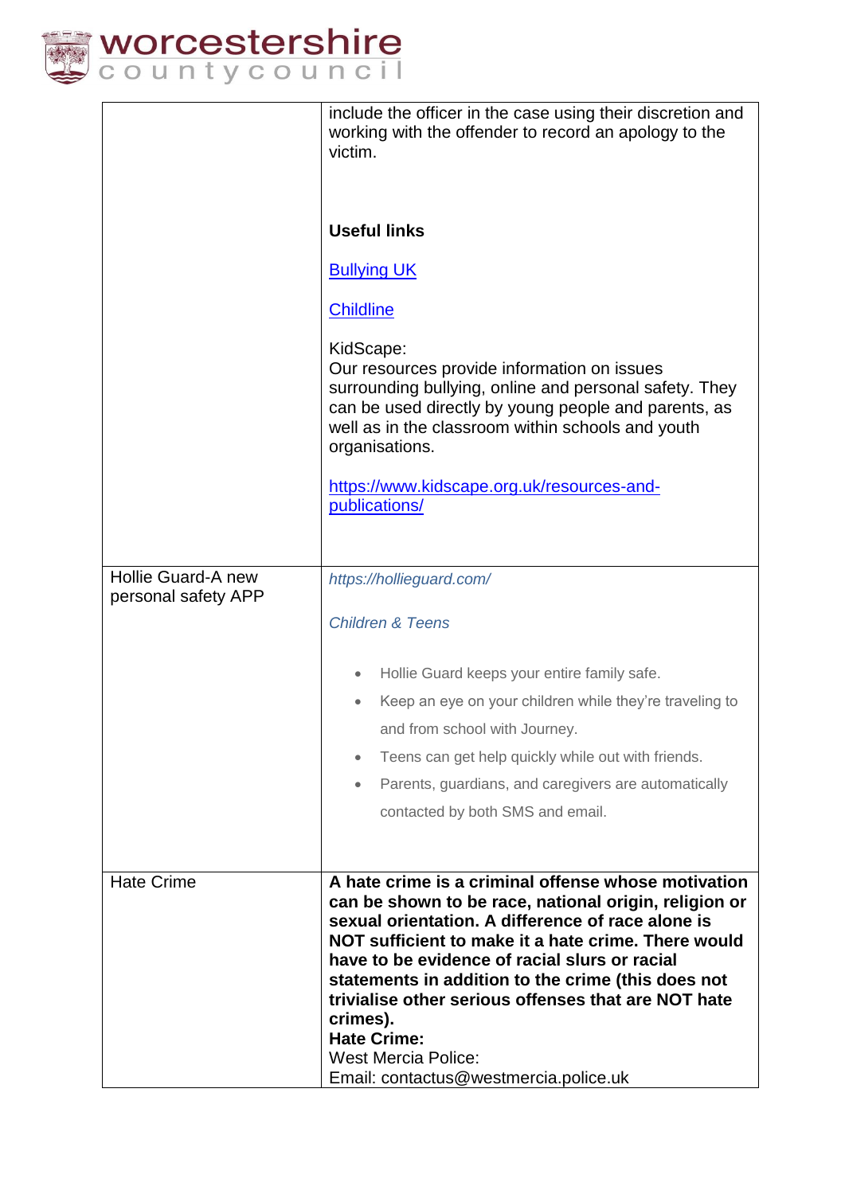| | |
|---|---|
| | include the officer in the case using their discretion and working with the offender to record an apology to the victim.<br><br>**Useful links**<br><br>[Bullying UK](https://www.bullying.co.uk)<br><br>[Childline](https://www.childline.org.uk)<br><br>KidScape:<br>Our resources provide information on issues surrounding bullying, online and personal safety. They can be used directly by young people and parents, as well as in the classroom within schools and youth organisations.<br><br>[https://www.kidscape.org.uk/resources-and-publications/](https://www.kidscape.org.uk/resources-and-publications/) |
| Hollie Guard-A new personal safety APP | *https://hollieguard.com/*<br><br>*Children & Teens*<br><br>• Hollie Guard keeps your entire family safe.<br>• Keep an eye on your children while they're traveling to and from school with Journey.<br>• Teens can get help quickly while out with friends.<br>• Parents, guardians, and caregivers are automatically contacted by both SMS and email. |
| Hate Crime | **A hate crime is a criminal offense whose motivation can be shown to be race, national origin, religion or sexual orientation. A difference of race alone is NOT sufficient to make it a hate crime. There would have to be evidence of racial slurs or racial statements in addition to the crime (this does not trivialise other serious offenses that are NOT hate crimes).**<br>**Hate Crime:**<br>West Mercia Police:<br>Email: contactus@westmercia.police.uk |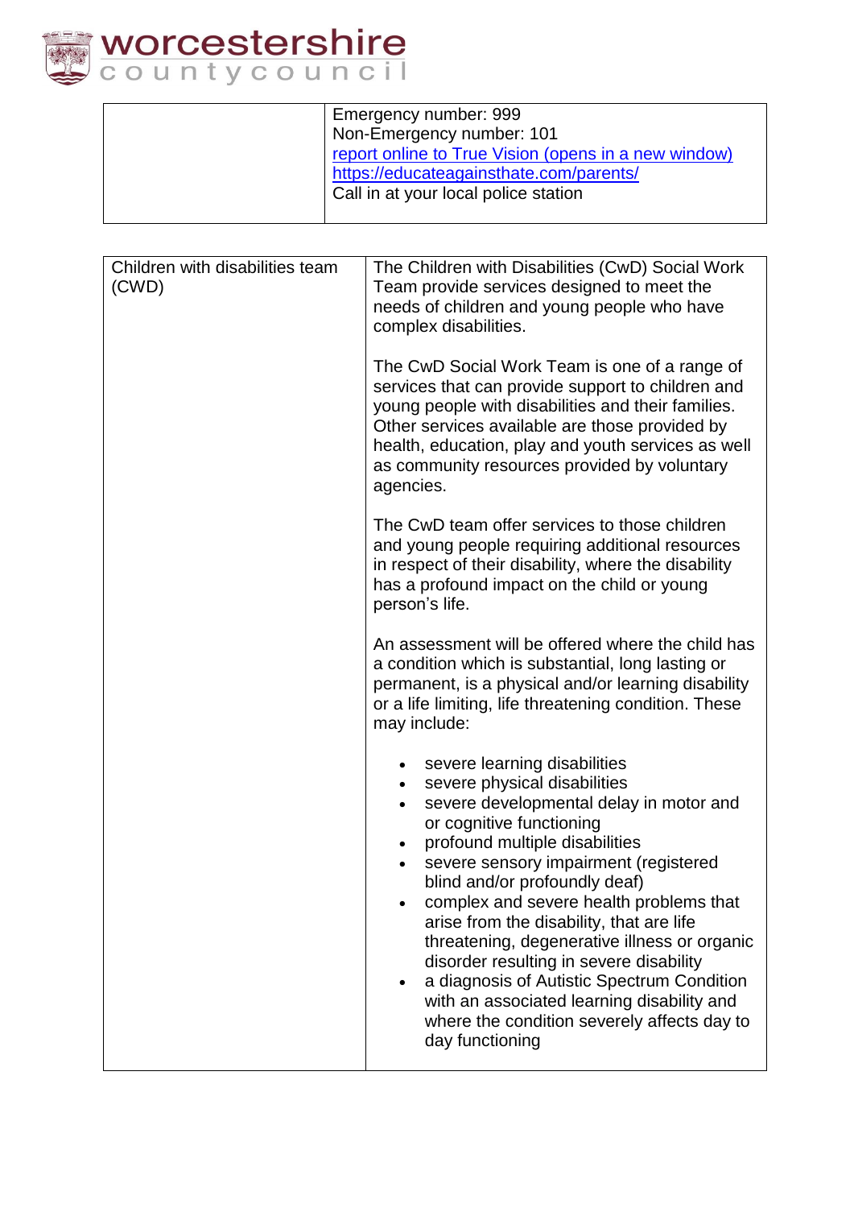| | |
|---|---|
| | Emergency number: 999<br>Non-Emergency number: 101<br>report online to True Vision (opens in a new window)<br>https://educateagainsthate.com/parents/<br>Call in at your local police station |

| | |
|---|---|
| Children with disabilities team (CWD) | The Children with Disabilities (CwD) Social Work Team provide services designed to meet the needs of children and young people who have complex disabilities.<br><br>The CwD Social Work Team is one of a range of services that can provide support to children and young people with disabilities and their families. Other services available are those provided by health, education, play and youth services as well as community resources provided by voluntary agencies.<br><br>The CwD team offer services to those children and young people requiring additional resources in respect of their disability, where the disability has a profound impact on the child or young person's life.<br><br>An assessment will be offered where the child has a condition which is substantial, long lasting or permanent, is a physical and/or learning disability or a life limiting, life threatening condition. These may include:<br><br>• severe learning disabilities<br>• severe physical disabilities<br>• severe developmental delay in motor and or cognitive functioning<br>• profound multiple disabilities<br>• severe sensory impairment (registered blind and/or profoundly deaf)<br>• complex and severe health problems that arise from the disability, that are life threatening, degenerative illness or organic disorder resulting in severe disability<br>• a diagnosis of Autistic Spectrum Condition with an associated learning disability and where the condition severely affects day to day functioning |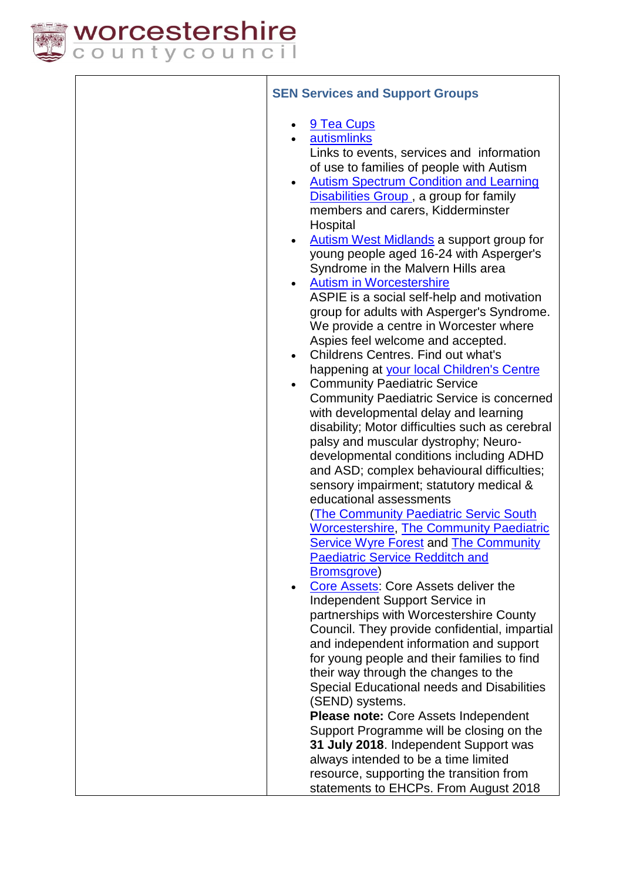| | **SEN Services and Support Groups**<br><br>- 9 Tea Cups<br>- autismlinks<br>Links to events, services and information of use to families of people with Autism<br>- Autism Spectrum Condition and Learning Disabilities Group , a group for family members and carers, Kidderminster Hospital<br>- Autism West Midlands a support group for young people aged 16-24 with Asperger's Syndrome in the Malvern Hills area<br>- Autism in Worcestershire<br>ASPIE is a social self-help and motivation group for adults with Asperger's Syndrome. We provide a centre in Worcester where Aspies feel welcome and accepted.<br>- Childrens Centres. Find out what's happening at your local Children's Centre<br>- Community Paediatric Service<br>Community Paediatric Service is concerned with developmental delay and learning disability; Motor difficulties such as cerebral palsy and muscular dystrophy; Neuro-developmental conditions including ADHD and ASD; complex behavioural difficulties; sensory impairment; statutory medical & educational assessments<br>(The Community Paediatric Servic South Worcestershire, The Community Paediatric Service Wyre Forest and The Community Paediatric Service Redditch and Bromsgrove)<br>- Core Assets: Core Assets deliver the Independent Support Service in partnerships with Worcestershire County Council. They provide confidential, impartial and independent information and support for young people and their families to find their way through the changes to the Special Educational needs and Disabilities (SEND) systems.<br>**Please note:** Core Assets Independent Support Programme will be closing on the **31 July 2018**. Independent Support was always intended to be a time limited resource, supporting the transition from statements to EHCPs. From August 2018 |
|---|---|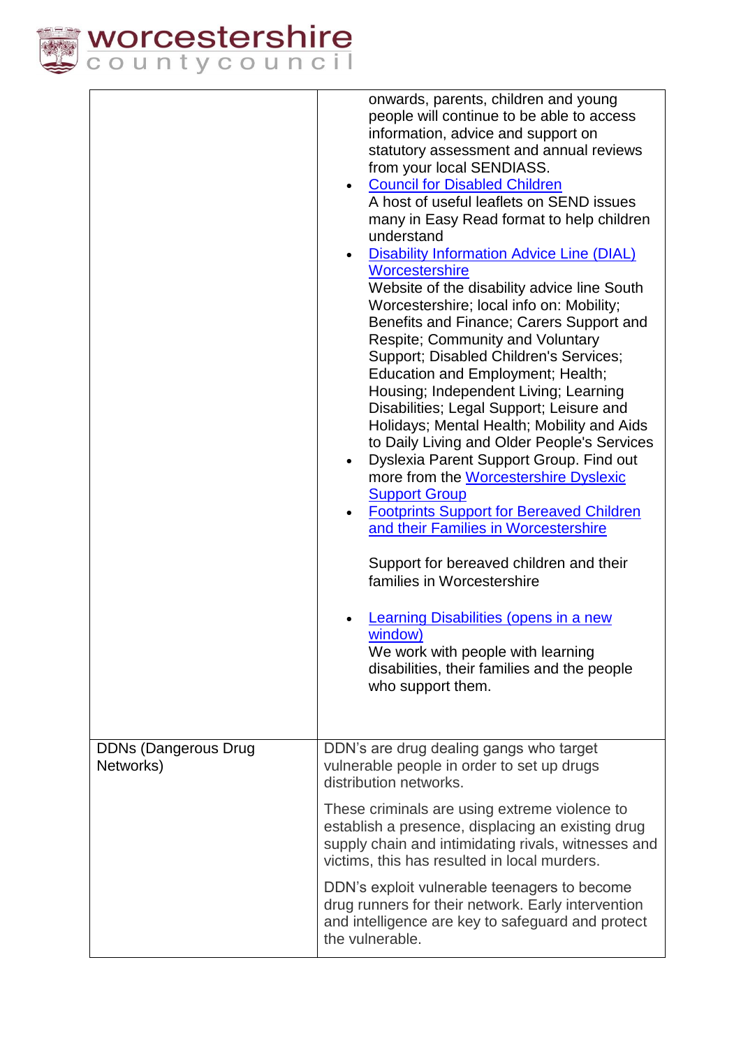| | |
|---|---|
| | onwards, parents, children and young people will continue to be able to access information, advice and support on statutory assessment and annual reviews from your local SENDIASS.<br>• Council for Disabled Children<br>A host of useful leaflets on SEND issues many in Easy Read format to help children understand<br>• Disability Information Advice Line (DIAL) Worcestershire<br>Website of the disability advice line South Worcestershire; local info on: Mobility; Benefits and Finance; Carers Support and Respite; Community and Voluntary Support; Disabled Children's Services; Education and Employment; Health; Housing; Independent Living; Learning Disabilities; Legal Support; Leisure and Holidays; Mental Health; Mobility and Aids to Daily Living and Older People's Services<br>• Dyslexia Parent Support Group. Find out more from the Worcestershire Dyslexic Support Group<br>• Footprints Support for Bereaved Children and their Families in Worcestershire<br><br>Support for bereaved children and their families in Worcestershire<br><br>• Learning Disabilities (opens in a new window)<br>We work with people with learning disabilities, their families and the people who support them. |
| DDNs (Dangerous Drug Networks) | DDN's are drug dealing gangs who target vulnerable people in order to set up drugs distribution networks.<br><br>These criminals are using extreme violence to establish a presence, displacing an existing drug supply chain and intimidating rivals, witnesses and victims, this has resulted in local murders.<br><br>DDN's exploit vulnerable teenagers to become drug runners for their network. Early intervention and intelligence are key to safeguard and protect the vulnerable. |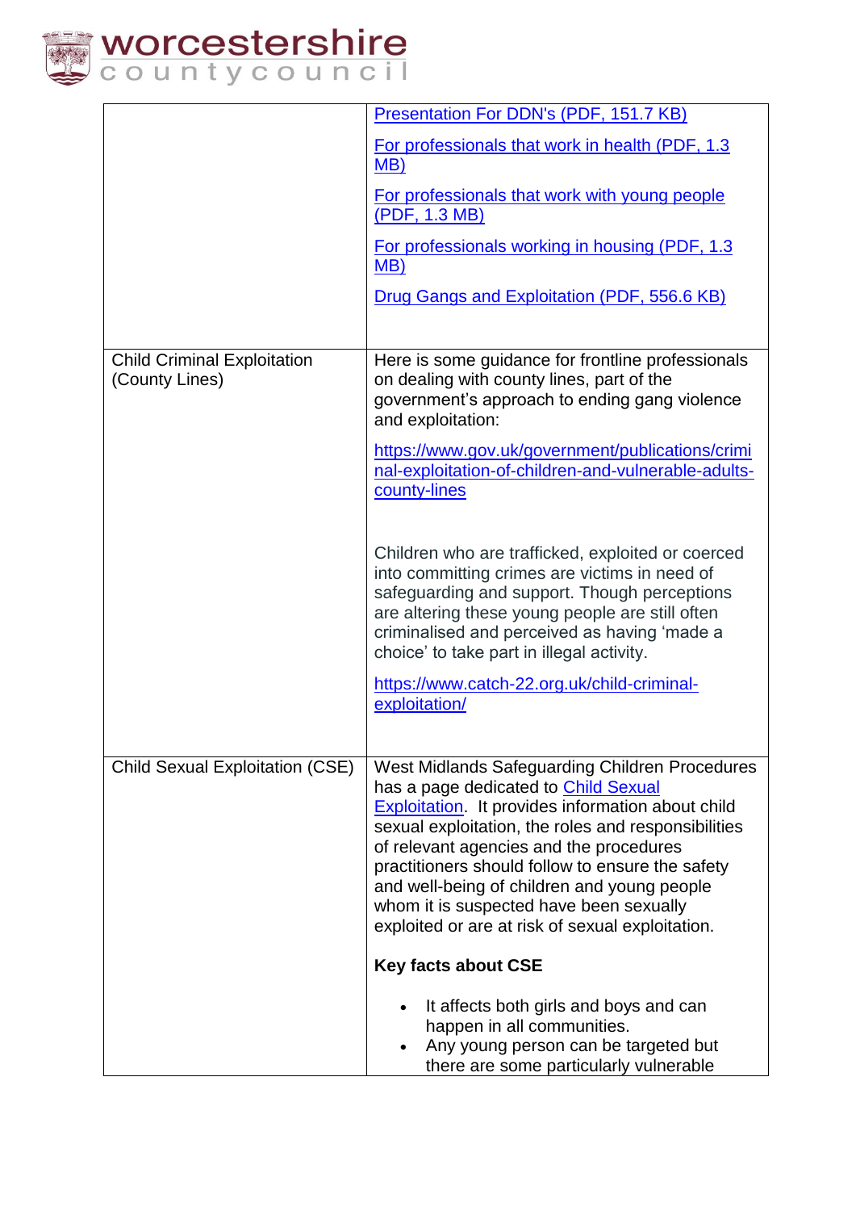| | |
|---|---|
| | [Presentation For DDN's (PDF, 151.7 KB)]<br><br>[For professionals that work in health (PDF, 1.3 MB)]<br><br>[For professionals that work with young people (PDF, 1.3 MB)]<br><br>[For professionals working in housing (PDF, 1.3 MB)]<br><br>[Drug Gangs and Exploitation (PDF, 556.6 KB)] |
| Child Criminal Exploitation (County Lines) | Here is some guidance for frontline professionals on dealing with county lines, part of the government's approach to ending gang violence and exploitation:<br><br>https://www.gov.uk/government/publications/criminal-exploitation-of-children-and-vulnerable-adults-county-lines<br><br>Children who are trafficked, exploited or coerced into committing crimes are victims in need of safeguarding and support. Though perceptions are altering these young people are still often criminalised and perceived as having 'made a choice' to take part in illegal activity.<br><br>https://www.catch-22.org.uk/child-criminal-exploitation/ |
| Child Sexual Exploitation (CSE) | West Midlands Safeguarding Children Procedures has a page dedicated to [Child Sexual Exploitation]. It provides information about child sexual exploitation, the roles and responsibilities of relevant agencies and the procedures practitioners should follow to ensure the safety and well-being of children and young people whom it is suspected have been sexually exploited or are at risk of sexual exploitation.<br><br>**Key facts about CSE**<br><br>• It affects both girls and boys and can happen in all communities.<br>• Any young person can be targeted but there are some particularly vulnerable |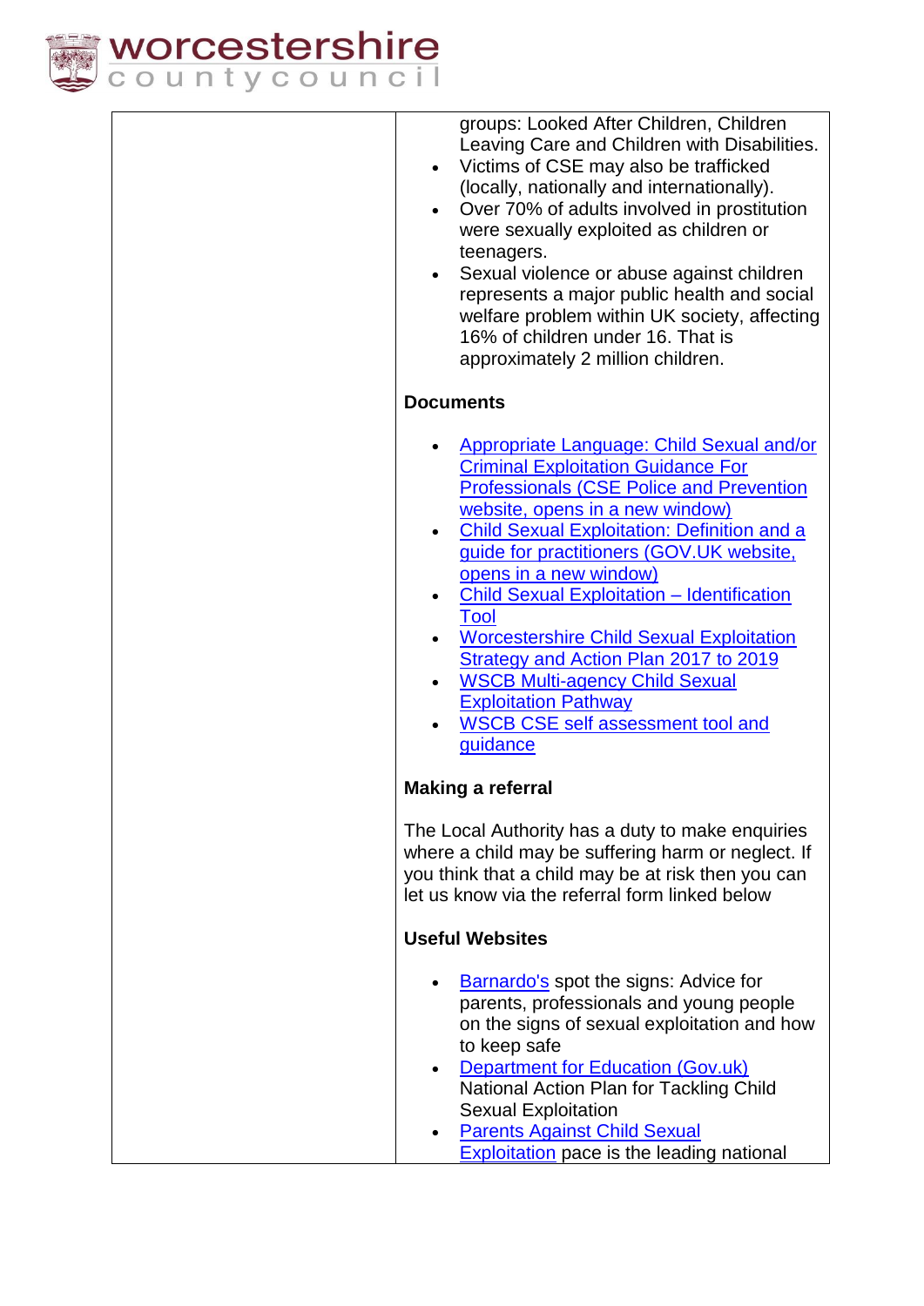groups: Looked After Children, Children Leaving Care and Children with Disabilities.
- Victims of CSE may also be trafficked (locally, nationally and internationally).
- Over 70% of adults involved in prostitution were sexually exploited as children or teenagers.
- Sexual violence or abuse against children represents a major public health and social welfare problem within UK society, affecting 16% of children under 16. That is approximately 2 million children.

**Documents**

- Appropriate Language: Child Sexual and/or Criminal Exploitation Guidance For Professionals (CSE Police and Prevention website, opens in a new window)
- Child Sexual Exploitation: Definition and a guide for practitioners (GOV.UK website, opens in a new window)
- Child Sexual Exploitation – Identification Tool
- Worcestershire Child Sexual Exploitation Strategy and Action Plan 2017 to 2019
- WSCB Multi-agency Child Sexual Exploitation Pathway
- WSCB CSE self assessment tool and guidance

**Making a referral**

The Local Authority has a duty to make enquiries where a child may be suffering harm or neglect. If you think that a child may be at risk then you can let us know via the referral form linked below

**Useful Websites**

- Barnardo's spot the signs: Advice for parents, professionals and young people on the signs of sexual exploitation and how to keep safe
- Department for Education (Gov.uk) National Action Plan for Tackling Child Sexual Exploitation
- Parents Against Child Sexual Exploitation pace is the leading national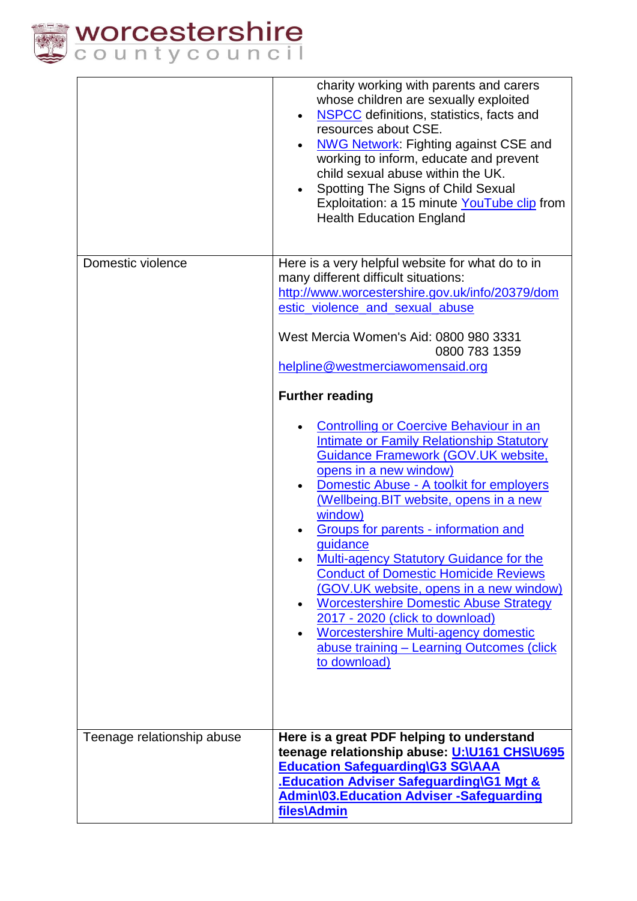| | |
|---|---|
| | charity working with parents and carers whose children are sexually exploited<br>• NSPCC definitions, statistics, facts and resources about CSE.<br>• NWG Network: Fighting against CSE and working to inform, educate and prevent child sexual abuse within the UK.<br>• Spotting The Signs of Child Sexual Exploitation: a 15 minute YouTube clip from Health Education England |
| Domestic violence | Here is a very helpful website for what do to in many different difficult situations: http://www.worcestershire.gov.uk/info/20379/domestic_violence_and_sexual_abuse<br><br>West Mercia Women's Aid: 0800 980 3331<br>0800 783 1359<br>helpline@westmerciawomensaid.org<br><br>**Further reading**<br><br>• Controlling or Coercive Behaviour in an Intimate or Family Relationship Statutory Guidance Framework (GOV.UK website, opens in a new window)<br>• Domestic Abuse - A toolkit for employers (Wellbeing.BIT website, opens in a new window)<br>• Groups for parents - information and guidance<br>• Multi-agency Statutory Guidance for the Conduct of Domestic Homicide Reviews (GOV.UK website, opens in a new window)<br>• Worcestershire Domestic Abuse Strategy 2017 - 2020 (click to download)<br>• Worcestershire Multi-agency domestic abuse training – Learning Outcomes (click to download) |
| Teenage relationship abuse | **Here is a great PDF helping to understand teenage relationship abuse: U:\U161 CHS\U695 Education Safeguarding\G3 SG\AAA .Education Adviser Safeguarding\G1 Mgt & Admin\03.Education Adviser -Safeguarding files\Admin** |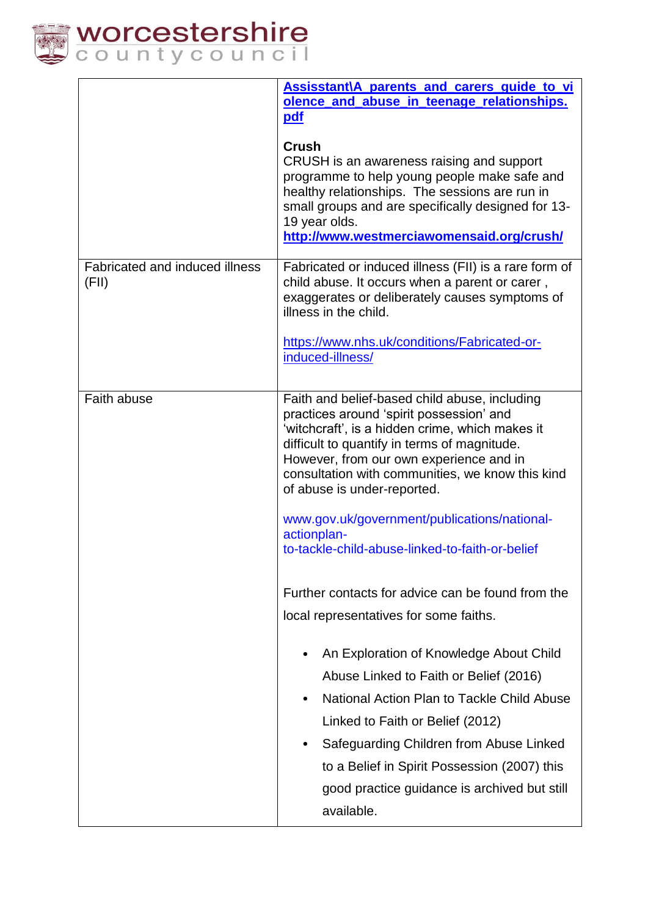| | |
|---|---|
| | **Assisstant\A_parents_and_carers_guide_to_violence_and_abuse_in_teenage_relationships.pdf**<br><br>**Crush**<br>CRUSH is an awareness raising and support programme to help young people make safe and healthy relationships. The sessions are run in small groups and are specifically designed for 13-19 year olds.<br>**http://www.westmerciawomensaid.org/crush/** |
| Fabricated and induced illness (FII) | Fabricated or induced illness (FII) is a rare form of child abuse. It occurs when a parent or carer , exaggerates or deliberately causes symptoms of illness in the child.<br><br>https://www.nhs.uk/conditions/Fabricated-or-induced-illness/ |
| Faith abuse | Faith and belief-based child abuse, including practices around 'spirit possession' and 'witchcraft', is a hidden crime, which makes it difficult to quantify in terms of magnitude. However, from our own experience and in consultation with communities, we know this kind of abuse is under-reported.<br><br>www.gov.uk/government/publications/national-actionplan-to-tackle-child-abuse-linked-to-faith-or-belief<br><br>Further contacts for advice can be found from the local representatives for some faiths.<br><br>• An Exploration of Knowledge About Child Abuse Linked to Faith or Belief (2016)<br>• National Action Plan to Tackle Child Abuse Linked to Faith or Belief (2012)<br>• Safeguarding Children from Abuse Linked to a Belief in Spirit Possession (2007) this good practice guidance is archived but still available. |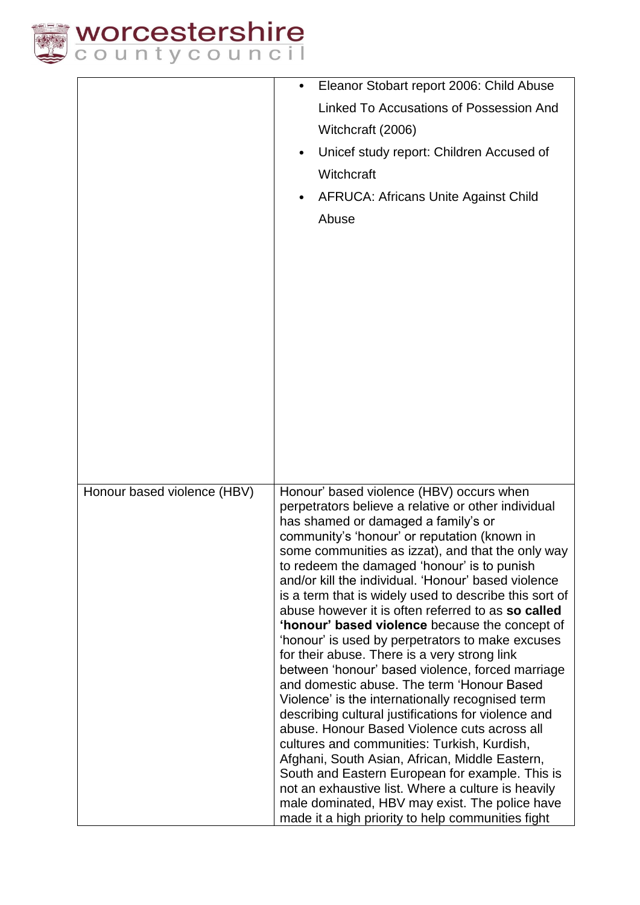| | |
|---|---|
| | • Eleanor Stobart report 2006: Child Abuse Linked To Accusations of Possession And Witchcraft (2006)<br>• Unicef study report: Children Accused of Witchcraft<br>• AFRUCA: Africans Unite Against Child Abuse |
| Honour based violence (HBV) | Honour' based violence (HBV) occurs when perpetrators believe a relative or other individual has shamed or damaged a family's or community's 'honour' or reputation (known in some communities as izzat), and that the only way to redeem the damaged 'honour' is to punish and/or kill the individual. 'Honour' based violence is a term that is widely used to describe this sort of abuse however it is often referred to as **so called 'honour' based violence** because the concept of 'honour' is used by perpetrators to make excuses for their abuse. There is a very strong link between 'honour' based violence, forced marriage and domestic abuse. The term 'Honour Based Violence' is the internationally recognised term describing cultural justifications for violence and abuse. Honour Based Violence cuts across all cultures and communities: Turkish, Kurdish, Afghani, South Asian, African, Middle Eastern, South and Eastern European for example. This is not an exhaustive list. Where a culture is heavily male dominated, HBV may exist. The police have made it a high priority to help communities fight |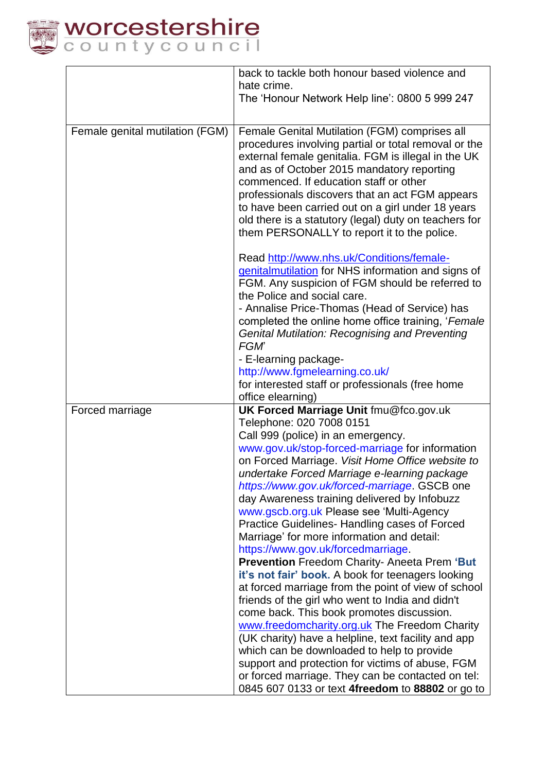| | |
|---|---|
| | back to tackle both honour based violence and hate crime.<br>The 'Honour Network Help line': 0800 5 999 247 |
| Female genital mutilation (FGM) | Female Genital Mutilation (FGM) comprises all procedures involving partial or total removal or the external female genitalia. FGM is illegal in the UK and as of October 2015 mandatory reporting commenced. If education staff or other professionals discovers that an act FGM appears to have been carried out on a girl under 18 years old there is a statutory (legal) duty on teachers for them PERSONALLY to report it to the police.<br><br>Read http://www.nhs.uk/Conditions/female-genitalmutilation for NHS information and signs of FGM. Any suspicion of FGM should be referred to the Police and social care.<br>- Annalise Price-Thomas (Head of Service) has completed the online home office training, '*Female Genital Mutilation: Recognising and Preventing FGM*'<br>- E-learning package- http://www.fgmelearning.co.uk/<br>for interested staff or professionals (free home office elearning) |
| Forced marriage | **UK Forced Marriage Unit** fmu@fco.gov.uk<br>Telephone: 020 7008 0151<br>Call 999 (police) in an emergency.<br>www.gov.uk/stop-forced-marriage for information on Forced Marriage. *Visit Home Office website to undertake Forced Marriage e-learning package https://www.gov.uk/forced-marriage*. GSCB one day Awareness training delivered by Infobuzz www.gscb.org.uk Please see 'Multi-Agency Practice Guidelines- Handling cases of Forced Marriage' for more information and detail: https://www.gov.uk/forcedmarriage.<br>**Prevention** Freedom Charity- Aneeta Prem **'But it's not fair' book.** A book for teenagers looking at forced marriage from the point of view of school friends of the girl who went to India and didn't come back. This book promotes discussion. www.freedomcharity.org.uk The Freedom Charity (UK charity) have a helpline, text facility and app which can be downloaded to help to provide support and protection for victims of abuse, FGM or forced marriage. They can be contacted on tel: 0845 607 0133 or text **4freedom** to **88802** or go to |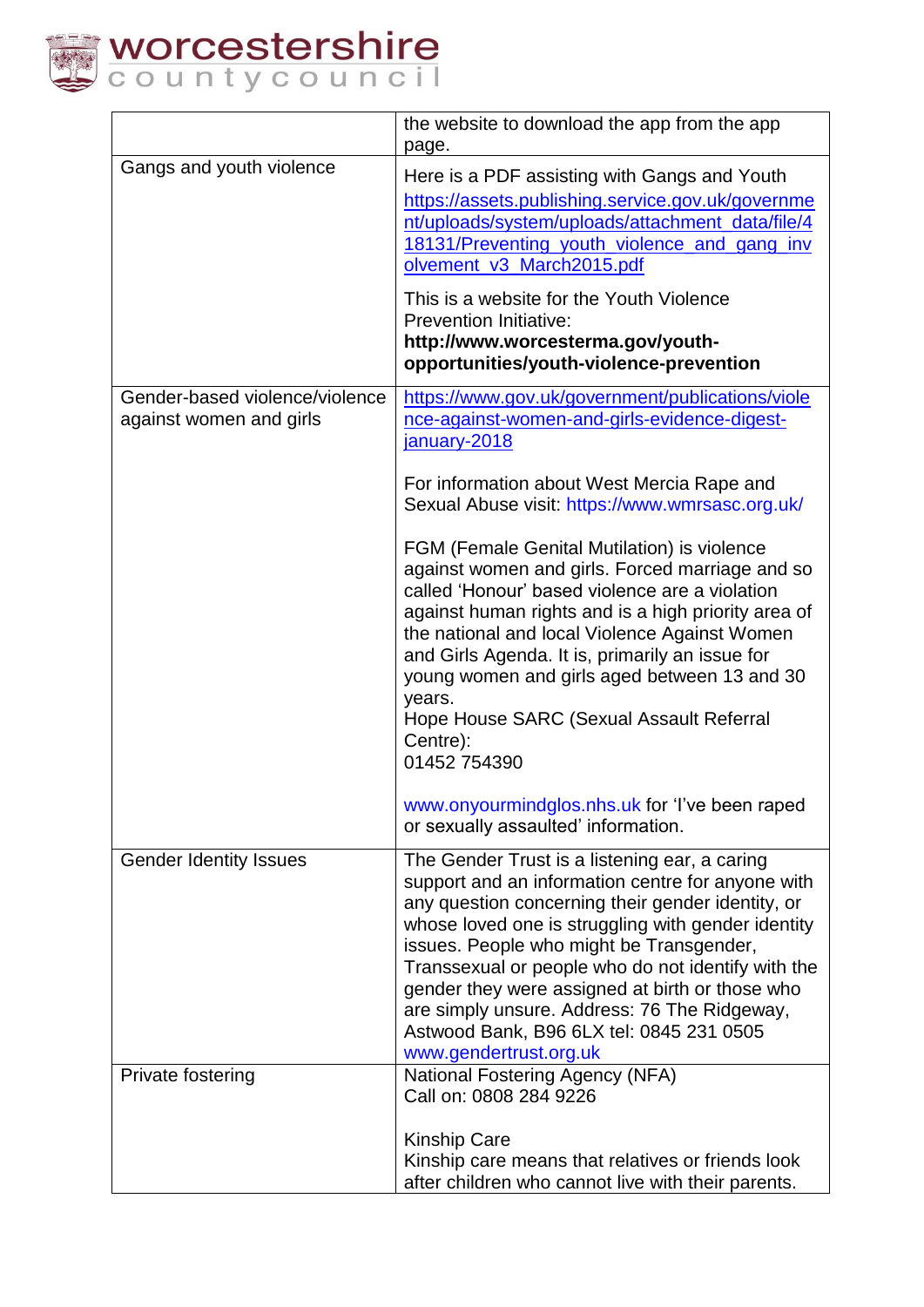| | |
|---|---|
| | the website to download the app from the app page. |
| Gangs and youth violence | Here is a PDF assisting with Gangs and Youth https://assets.publishing.service.gov.uk/government/uploads/system/uploads/attachment_data/file/418131/Preventing_youth_violence_and_gang_involvement_v3_March2015.pdf<br><br>This is a website for the Youth Violence Prevention Initiative: **http://www.worcesterma.gov/youth-opportunities/youth-violence-prevention** |
| Gender-based violence/violence against women and girls | https://www.gov.uk/government/publications/violence-against-women-and-girls-evidence-digest-january-2018<br><br>For information about West Mercia Rape and Sexual Abuse visit: https://www.wmrsasc.org.uk/<br><br>FGM (Female Genital Mutilation) is violence against women and girls. Forced marriage and so called 'Honour' based violence are a violation against human rights and is a high priority area of the national and local Violence Against Women and Girls Agenda. It is, primarily an issue for young women and girls aged between 13 and 30 years.<br>Hope House SARC (Sexual Assault Referral Centre):<br>01452 754390<br><br>www.onyourmindglos.nhs.uk for 'I've been raped or sexually assaulted' information. |
| Gender Identity Issues | The Gender Trust is a listening ear, a caring support and an information centre for anyone with any question concerning their gender identity, or whose loved one is struggling with gender identity issues. People who might be Transgender, Transsexual or people who do not identify with the gender they were assigned at birth or those who are simply unsure. Address: 76 The Ridgeway, Astwood Bank, B96 6LX tel: 0845 231 0505 www.gendertrust.org.uk |
| Private fostering | National Fostering Agency (NFA)<br>Call on: 0808 284 9226<br><br>Kinship Care<br>Kinship care means that relatives or friends look after children who cannot live with their parents. |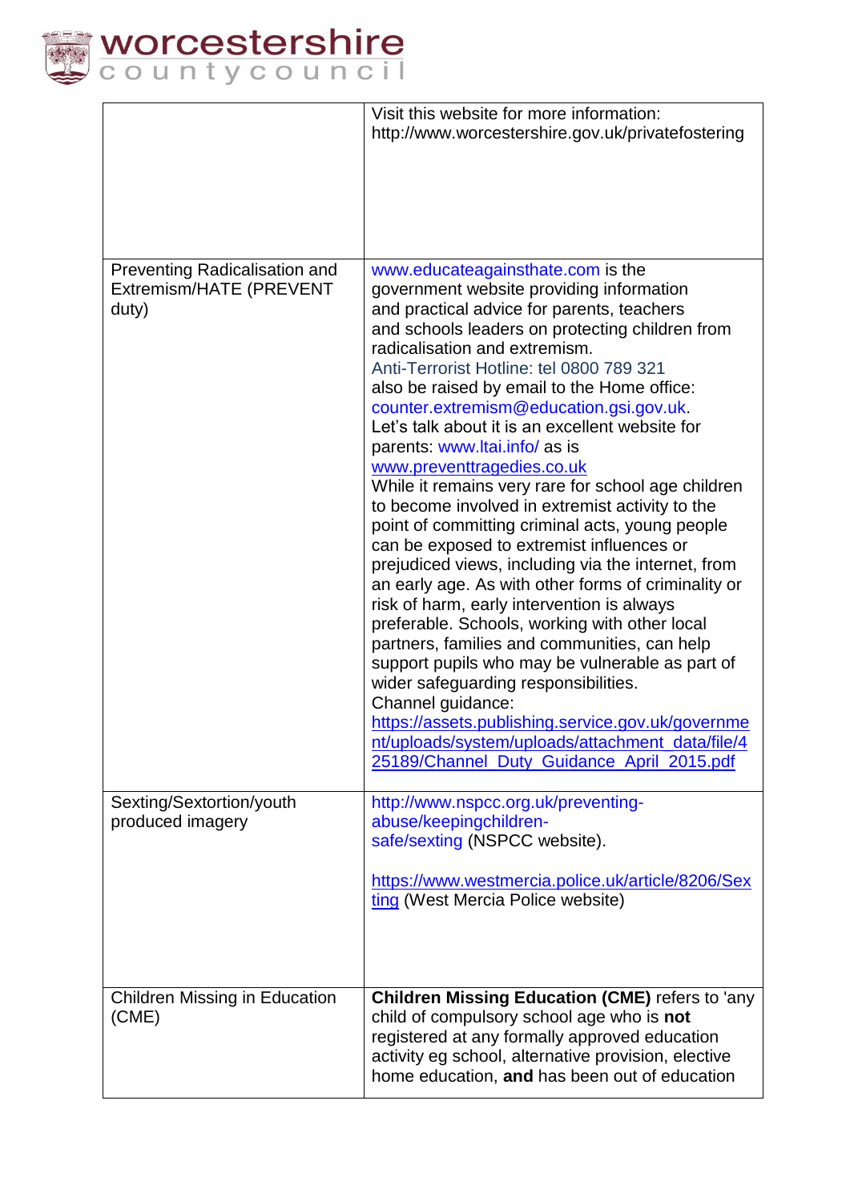| | |
|---|---|
| | Visit this website for more information: http://www.worcestershire.gov.uk/privatefostering |
| Preventing Radicalisation and Extremism/HATE (PREVENT duty) | www.educateagainsthate.com is the government website providing information and practical advice for parents, teachers and schools leaders on protecting children from radicalisation and extremism.<br>Anti-Terrorist Hotline: tel 0800 789 321<br>also be raised by email to the Home office: counter.extremism@education.gsi.gov.uk.<br>Let's talk about it is an excellent website for parents: www.ltai.info/ as is www.preventtragedies.co.uk<br>While it remains very rare for school age children to become involved in extremist activity to the point of committing criminal acts, young people can be exposed to extremist influences or prejudiced views, including via the internet, from an early age. As with other forms of criminality or risk of harm, early intervention is always preferable. Schools, working with other local partners, families and communities, can help support pupils who may be vulnerable as part of wider safeguarding responsibilities.<br>Channel guidance: https://assets.publishing.service.gov.uk/government/uploads/system/uploads/attachment_data/file/425189/Channel_Duty_Guidance_April_2015.pdf |
| Sexting/Sextortion/youth produced imagery | http://www.nspcc.org.uk/preventing-abuse/keepingchildren-safe/sexting (NSPCC website).<br><br>https://www.westmercia.police.uk/article/8206/Sexting (West Mercia Police website) |
| Children Missing in Education (CME) | **Children Missing Education (CME)** refers to 'any child of compulsory school age who is **not** registered at any formally approved education activity eg school, alternative provision, elective home education, **and** has been out of education |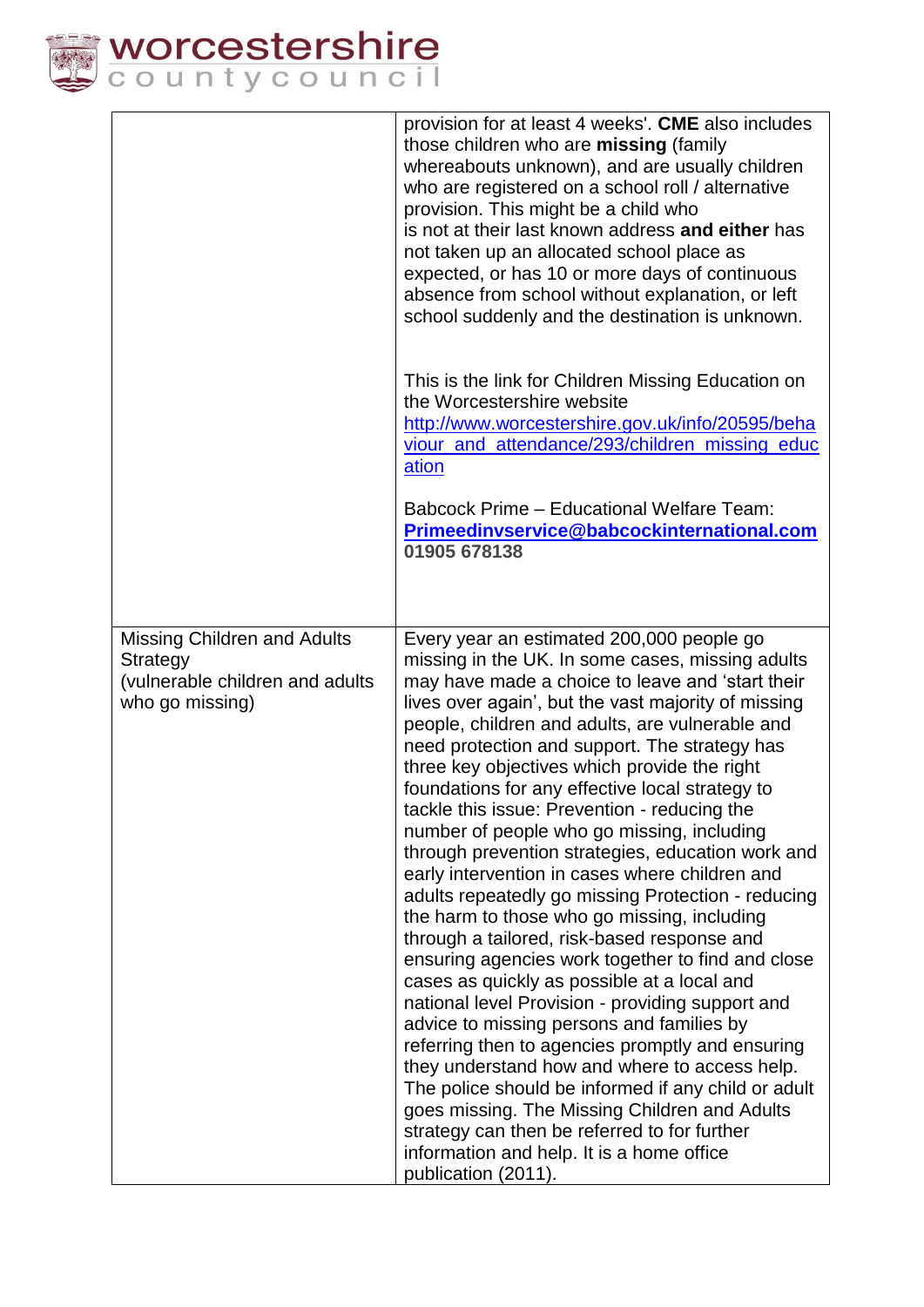| | |
|---|---|
| | provision for at least 4 weeks'. **CME** also includes those children who are **missing** (family whereabouts unknown), and are usually children who are registered on a school roll / alternative provision. This might be a child who is not at their last known address **and either** has not taken up an allocated school place as expected, or has 10 or more days of continuous absence from school without explanation, or left school suddenly and the destination is unknown.<br><br>This is the link for Children Missing Education on the Worcestershire website [http://www.worcestershire.gov.uk/info/20595/behaviour_and_attendance/293/children_missing_education](http://www.worcestershire.gov.uk/info/20595/behaviour_and_attendance/293/children_missing_education)<br><br>Babcock Prime – Educational Welfare Team: **[Primeedinvservice@babcockinternational.com](mailto:Primeedinvservice@babcockinternational.com)** **01905 678138** |
| Missing Children and Adults Strategy (vulnerable children and adults who go missing) | Every year an estimated 200,000 people go missing in the UK. In some cases, missing adults may have made a choice to leave and 'start their lives over again', but the vast majority of missing people, children and adults, are vulnerable and need protection and support. The strategy has three key objectives which provide the right foundations for any effective local strategy to tackle this issue: Prevention - reducing the number of people who go missing, including through prevention strategies, education work and early intervention in cases where children and adults repeatedly go missing Protection - reducing the harm to those who go missing, including through a tailored, risk-based response and ensuring agencies work together to find and close cases as quickly as possible at a local and national level Provision - providing support and advice to missing persons and families by referring then to agencies promptly and ensuring they understand how and where to access help. The police should be informed if any child or adult goes missing. The Missing Children and Adults strategy can then be referred to for further information and help. It is a home office publication (2011). |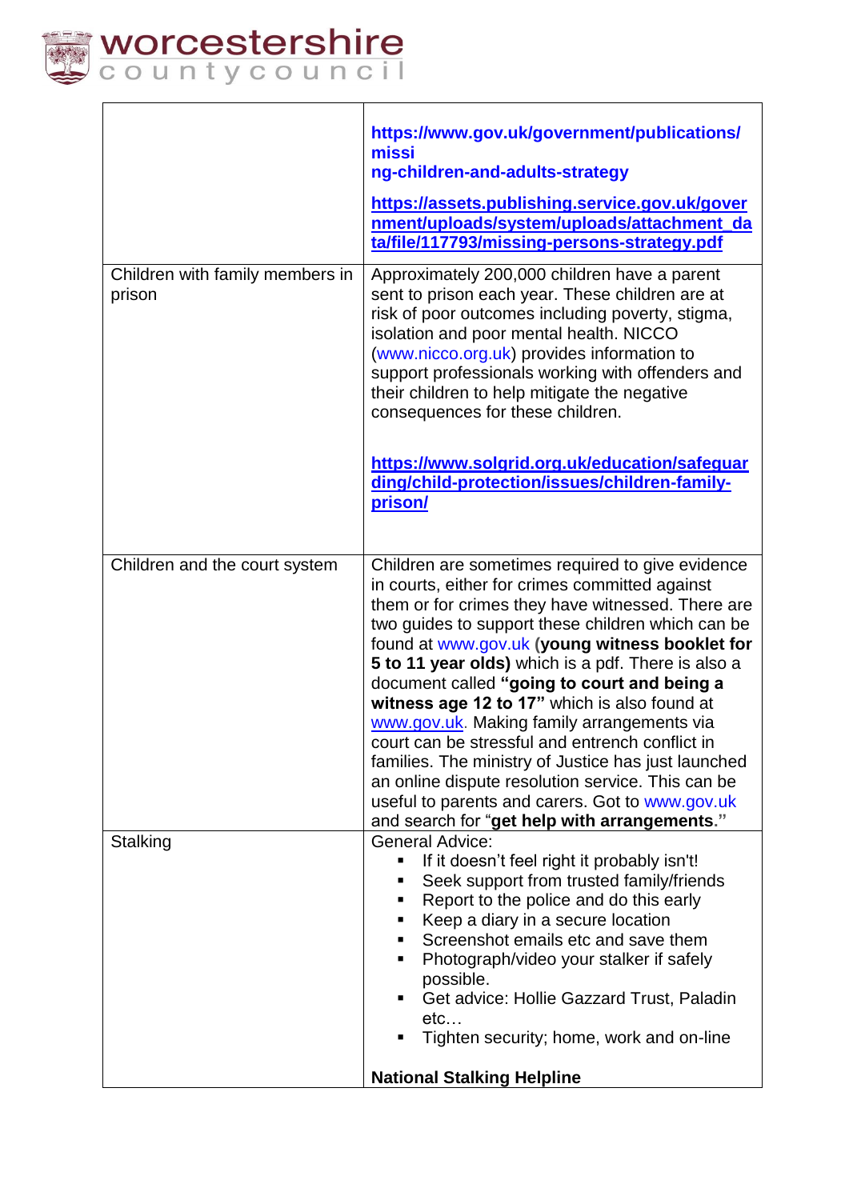| | |
|---|---|
| | **https://www.gov.uk/government/publications/missi ng-children-and-adults-strategy** <br><br> **https://assets.publishing.service.gov.uk/government/uploads/system/uploads/attachment_data/file/117793/missing-persons-strategy.pdf** |
| Children with family members in prison | Approximately 200,000 children have a parent sent to prison each year. These children are at risk of poor outcomes including poverty, stigma, isolation and poor mental health. NICCO (www.nicco.org.uk) provides information to support professionals working with offenders and their children to help mitigate the negative consequences for these children. <br><br> **https://www.solgrid.org.uk/education/safeguarding/child-protection/issues/children-family-prison/** |
| Children and the court system | Children are sometimes required to give evidence in courts, either for crimes committed against them or for crimes they have witnessed. There are two guides to support these children which can be found at www.gov.uk (**young witness booklet for 5 to 11 year olds)** which is a pdf. There is also a document called **"going to court and being a witness age 12 to 17"** which is also found at www.gov.uk. Making family arrangements via court can be stressful and entrench conflict in families. The ministry of Justice has just launched an online dispute resolution service. This can be useful to parents and carers. Got to www.gov.uk and search for "**get help with arrangements.**" |
| Stalking | General Advice: <br> ▪ If it doesn't feel right it probably isn't! <br> ▪ Seek support from trusted family/friends <br> ▪ Report to the police and do this early <br> ▪ Keep a diary in a secure location <br> ▪ Screenshot emails etc and save them <br> ▪ Photograph/video your stalker if safely possible. <br> ▪ Get advice: Hollie Gazzard Trust, Paladin etc… <br> ▪ Tighten security; home, work and on-line <br><br> **National Stalking Helpline** |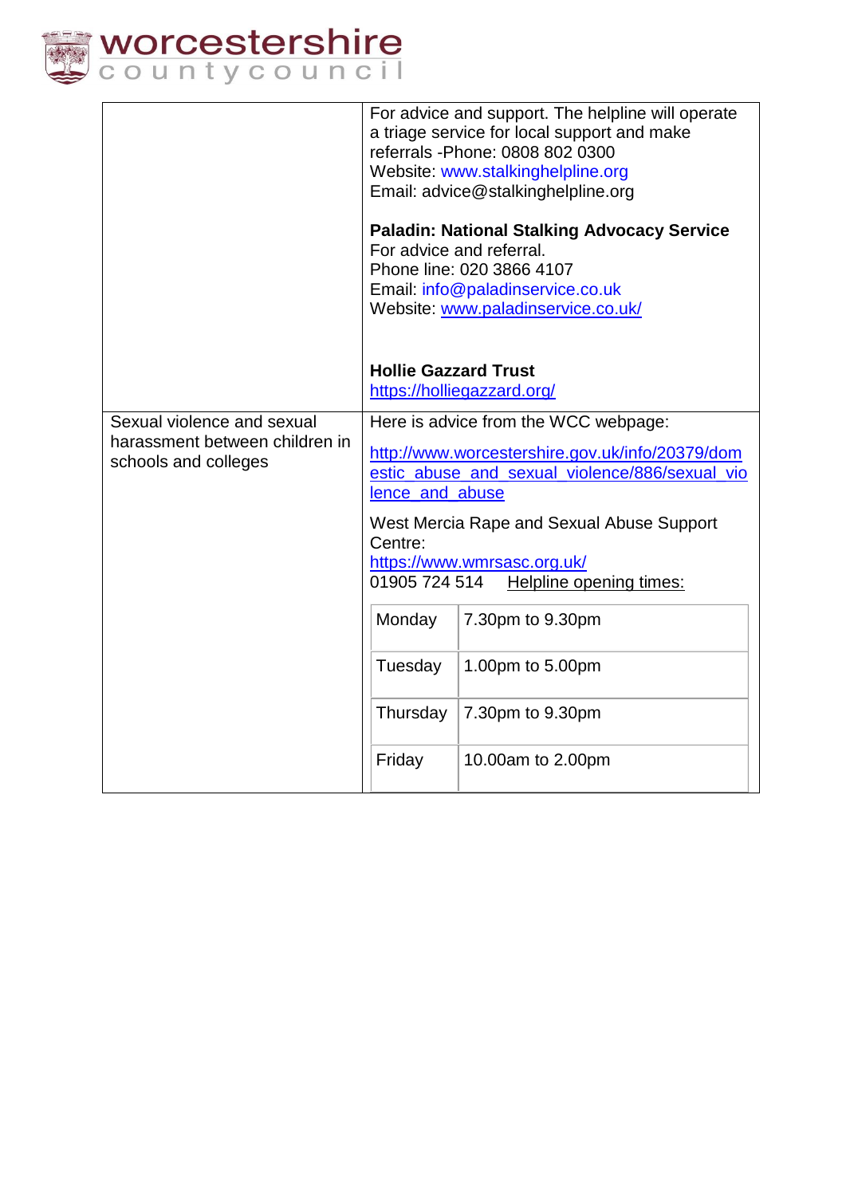| | |
|---|---|
| | For advice and support. The helpline will operate a triage service for local support and make referrals -Phone: 0808 802 0300<br>Website: www.stalkinghelpline.org<br>Email: advice@stalkinghelpline.org<br><br>**Paladin: National Stalking Advocacy Service**<br>For advice and referral.<br>Phone line: 020 3866 4107<br>Email: info@paladinservice.co.uk<br>Website: www.paladinservice.co.uk/<br><br>**Hollie Gazzard Trust**<br>https://holliegazzard.org/ |
| Sexual violence and sexual harassment between children in schools and colleges | Here is advice from the WCC webpage:<br>http://www.worcestershire.gov.uk/info/20379/domestic_abuse_and_sexual_violence/886/sexual_violence_and_abuse<br><br>West Mercia Rape and Sexual Abuse Support Centre:<br>https://www.wmrsasc.org.uk/<br>01905 724 514 Helpline opening times:<br>Monday: 7.30pm to 9.30pm<br>Tuesday: 1.00pm to 5.00pm<br>Thursday: 7.30pm to 9.30pm<br>Friday: 10.00am to 2.00pm |